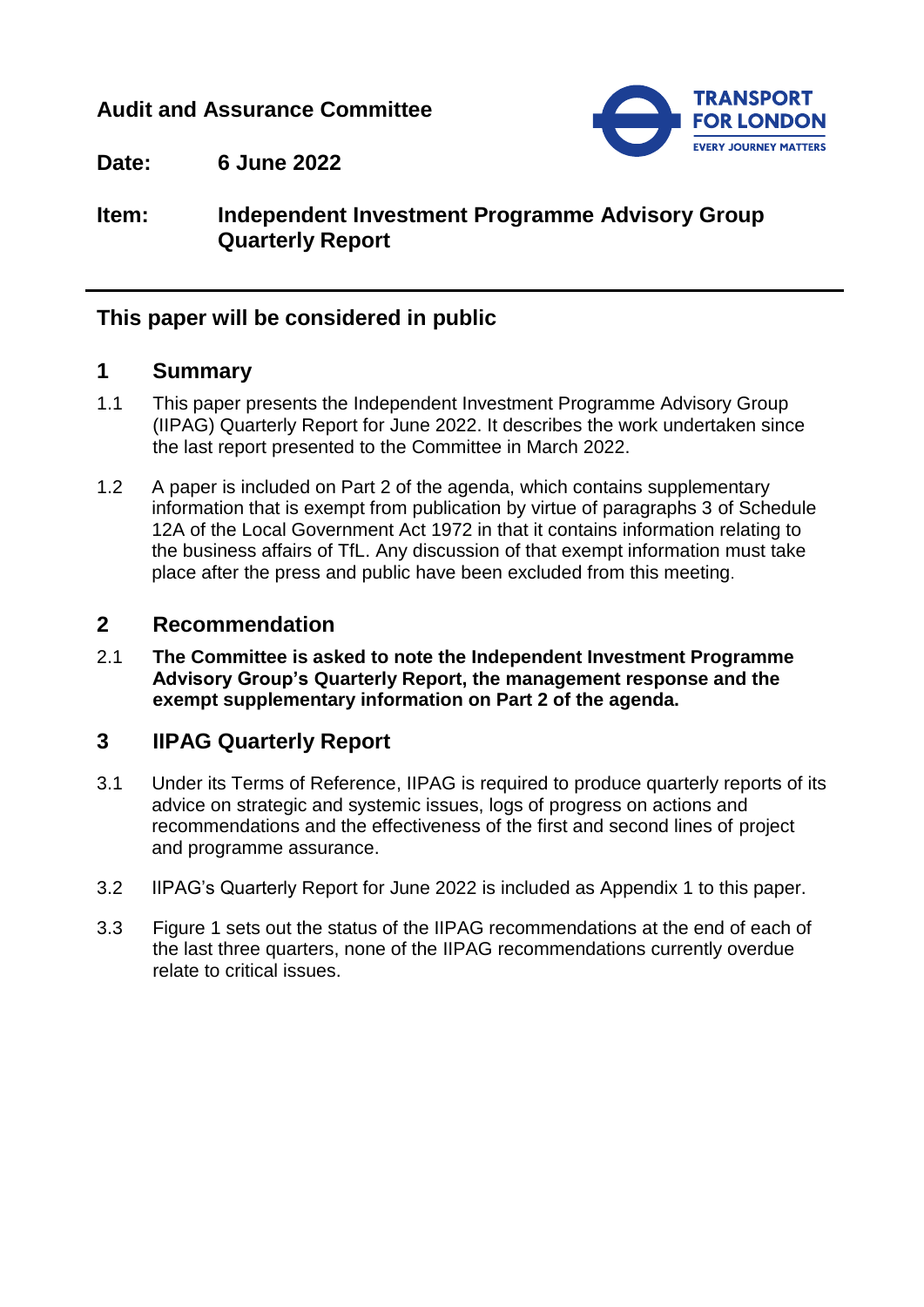**Audit and Assurance Committee**

**Date:** **6 June 2022**

**Item:** **Independent Investment Programme Advisory Group Quarterly Report**

## This paper will be considered in public

## 1 Summary

1.1 This paper presents the Independent Investment Programme Advisory Group (IIPAG) Quarterly Report for June 2022. It describes the work undertaken since the last report presented to the Committee in March 2022.

1.2 A paper is included on Part 2 of the agenda, which contains supplementary information that is exempt from publication by virtue of paragraphs 3 of Schedule 12A of the Local Government Act 1972 in that it contains information relating to the business affairs of TfL. Any discussion of that exempt information must take place after the press and public have been excluded from this meeting.

## 2 Recommendation

2.1 **The Committee is asked to note the Independent Investment Programme Advisory Group's Quarterly Report, the management response and the exempt supplementary information on Part 2 of the agenda.**

## 3 IIPAG Quarterly Report

3.1 Under its Terms of Reference, IIPAG is required to produce quarterly reports of its advice on strategic and systemic issues, logs of progress on actions and recommendations and the effectiveness of the first and second lines of project and programme assurance.

3.2 IIPAG's Quarterly Report for June 2022 is included as Appendix 1 to this paper.

3.3 Figure 1 sets out the status of the IIPAG recommendations at the end of each of the last three quarters, none of the IIPAG recommendations currently overdue relate to critical issues.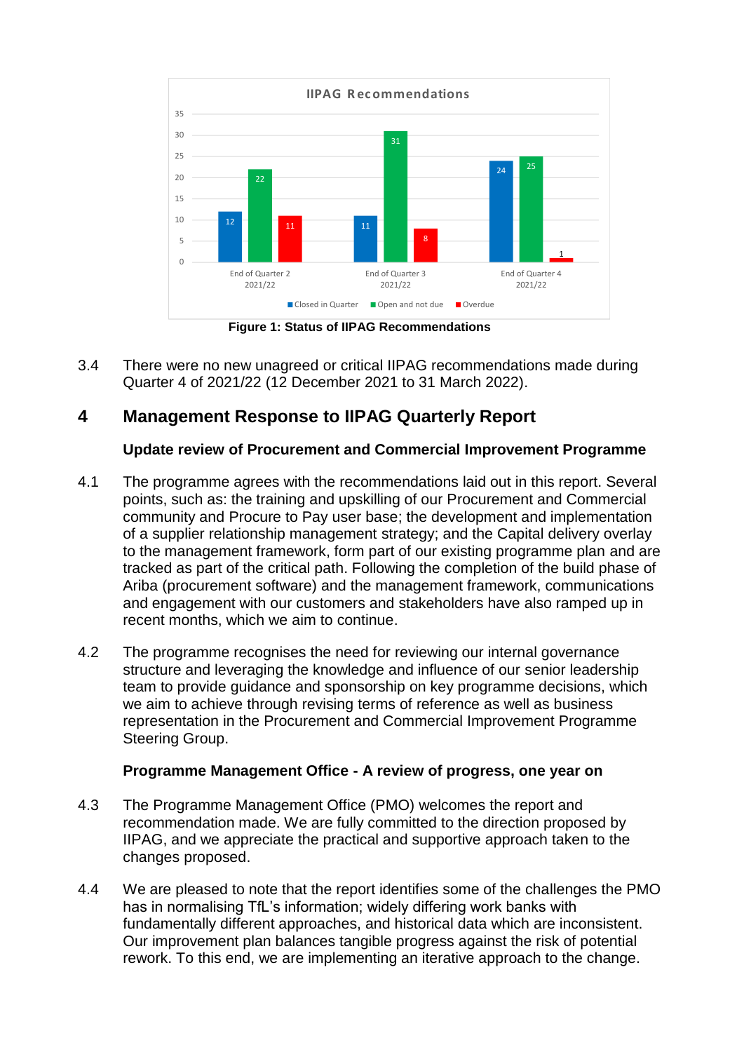**IIPAG Recommendations**

| | Closed in Quarter | Open and not due | Overdue |
|---|---|---|---|
| End of Quarter 2 2021/22 | 12 | 22 | 11 |
| End of Quarter 3 2021/22 | 11 | 31 | 8 |
| End of Quarter 4 2021/22 | 24 | 25 | 1 |

**Figure 1: Status of IIPAG Recommendations**

3.4 There were no new unagreed or critical IIPAG recommendations made during Quarter 4 of 2021/22 (12 December 2021 to 31 March 2022).

## 4 Management Response to IIPAG Quarterly Report

### Update review of Procurement and Commercial Improvement Programme

4.1 The programme agrees with the recommendations laid out in this report. Several points, such as: the training and upskilling of our Procurement and Commercial community and Procure to Pay user base; the development and implementation of a supplier relationship management strategy; and the Capital delivery overlay to the management framework, form part of our existing programme plan and are tracked as part of the critical path. Following the completion of the build phase of Ariba (procurement software) and the management framework, communications and engagement with our customers and stakeholders have also ramped up in recent months, which we aim to continue.

4.2 The programme recognises the need for reviewing our internal governance structure and leveraging the knowledge and influence of our senior leadership team to provide guidance and sponsorship on key programme decisions, which we aim to achieve through revising terms of reference as well as business representation in the Procurement and Commercial Improvement Programme Steering Group.

### Programme Management Office - A review of progress, one year on

4.3 The Programme Management Office (PMO) welcomes the report and recommendation made. We are fully committed to the direction proposed by IIPAG, and we appreciate the practical and supportive approach taken to the changes proposed.

4.4 We are pleased to note that the report identifies some of the challenges the PMO has in normalising TfL's information; widely differing work banks with fundamentally different approaches, and historical data which are inconsistent. Our improvement plan balances tangible progress against the risk of potential rework. To this end, we are implementing an iterative approach to the change.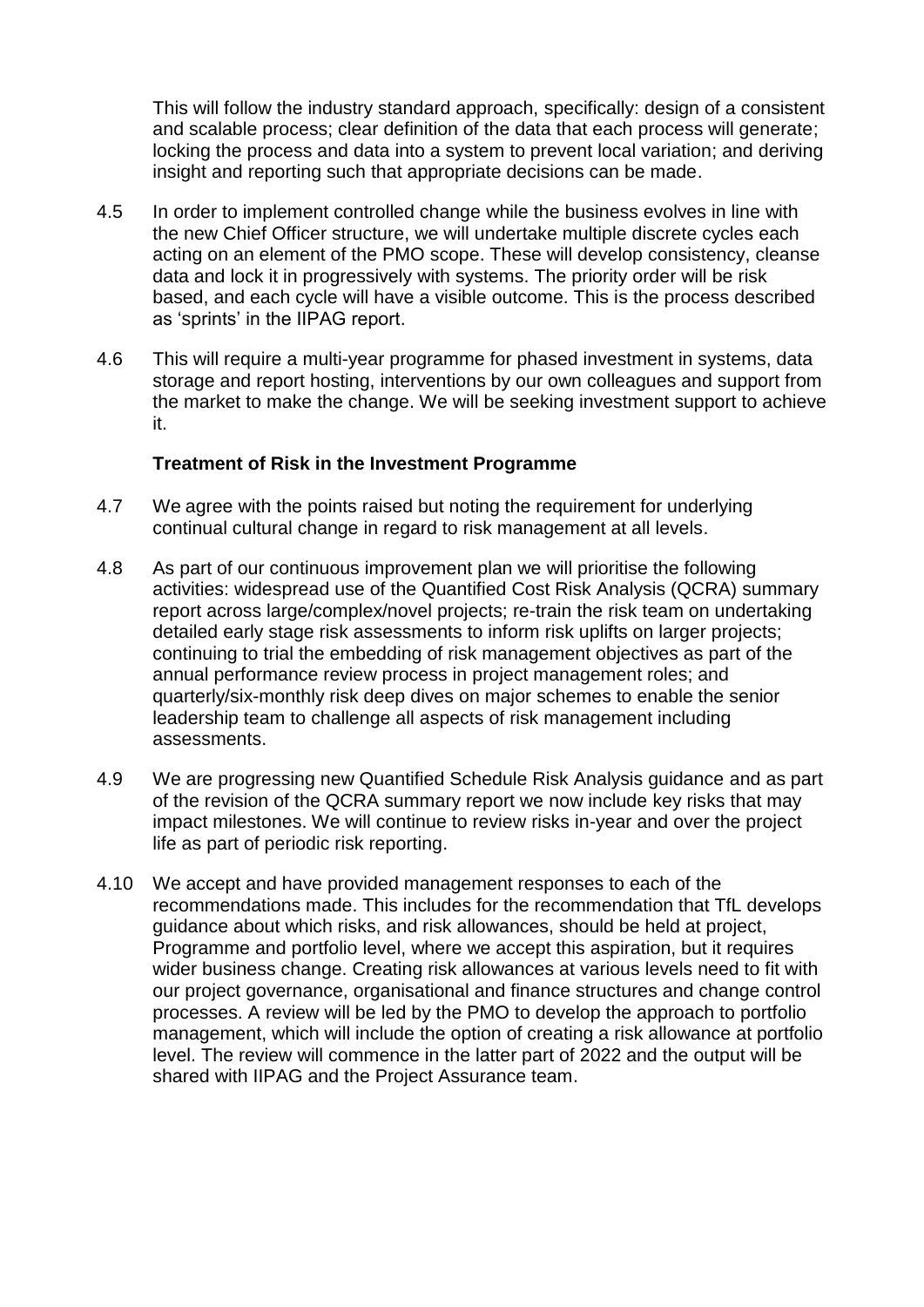This will follow the industry standard approach, specifically: design of a consistent and scalable process; clear definition of the data that each process will generate; locking the process and data into a system to prevent local variation; and deriving insight and reporting such that appropriate decisions can be made.

4.5 In order to implement controlled change while the business evolves in line with the new Chief Officer structure, we will undertake multiple discrete cycles each acting on an element of the PMO scope. These will develop consistency, cleanse data and lock it in progressively with systems. The priority order will be risk based, and each cycle will have a visible outcome. This is the process described as 'sprints' in the IIPAG report.

4.6 This will require a multi-year programme for phased investment in systems, data storage and report hosting, interventions by our own colleagues and support from the market to make the change. We will be seeking investment support to achieve it.

**Treatment of Risk in the Investment Programme**

4.7 We agree with the points raised but noting the requirement for underlying continual cultural change in regard to risk management at all levels.

4.8 As part of our continuous improvement plan we will prioritise the following activities: widespread use of the Quantified Cost Risk Analysis (QCRA) summary report across large/complex/novel projects; re-train the risk team on undertaking detailed early stage risk assessments to inform risk uplifts on larger projects; continuing to trial the embedding of risk management objectives as part of the annual performance review process in project management roles; and quarterly/six-monthly risk deep dives on major schemes to enable the senior leadership team to challenge all aspects of risk management including assessments.

4.9 We are progressing new Quantified Schedule Risk Analysis guidance and as part of the revision of the QCRA summary report we now include key risks that may impact milestones. We will continue to review risks in-year and over the project life as part of periodic risk reporting.

4.10 We accept and have provided management responses to each of the recommendations made. This includes for the recommendation that TfL develops guidance about which risks, and risk allowances, should be held at project, Programme and portfolio level, where we accept this aspiration, but it requires wider business change. Creating risk allowances at various levels need to fit with our project governance, organisational and finance structures and change control processes. A review will be led by the PMO to develop the approach to portfolio management, which will include the option of creating a risk allowance at portfolio level. The review will commence in the latter part of 2022 and the output will be shared with IIPAG and the Project Assurance team.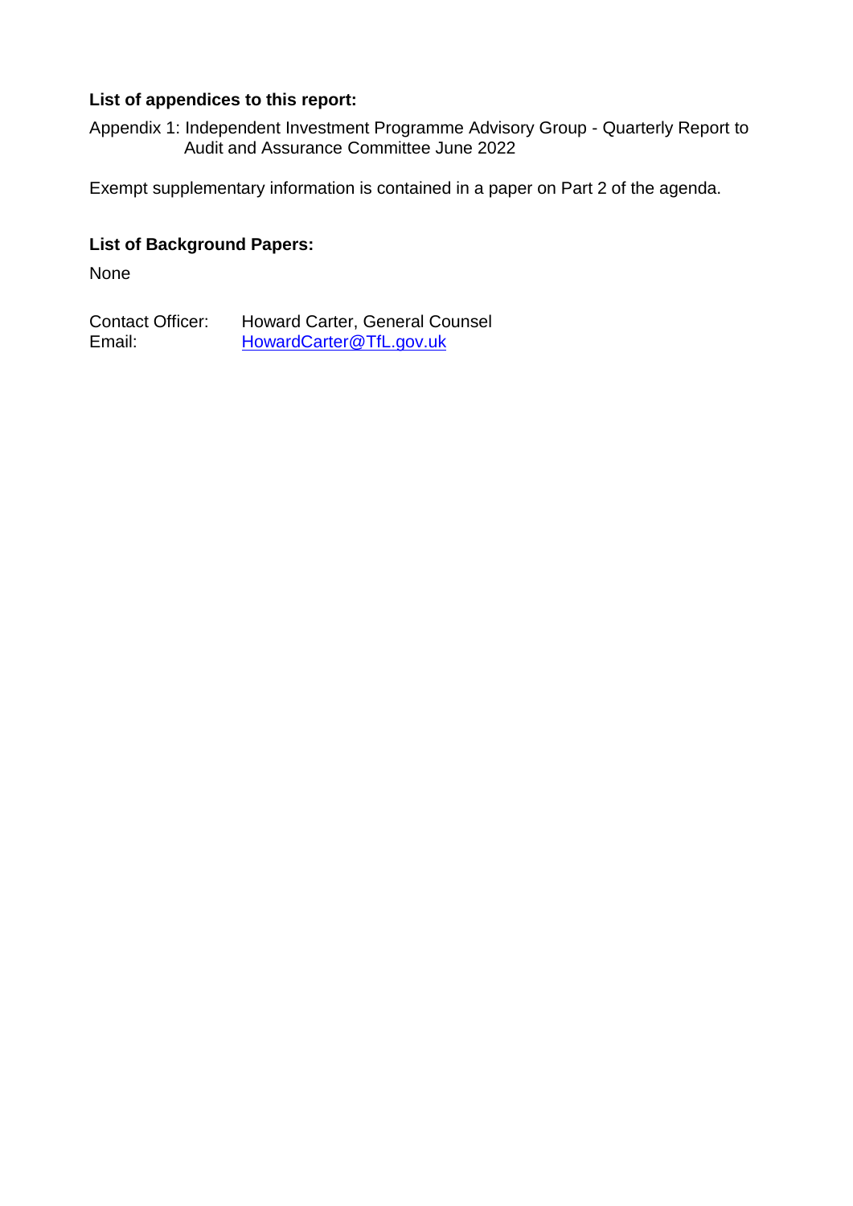**List of appendices to this report:**

Appendix 1: Independent Investment Programme Advisory Group - Quarterly Report to Audit and Assurance Committee June 2022

Exempt supplementary information is contained in a paper on Part 2 of the agenda.

**List of Background Papers:**

None

Contact Officer: Howard Carter, General Counsel
Email: HowardCarter@TfL.gov.uk